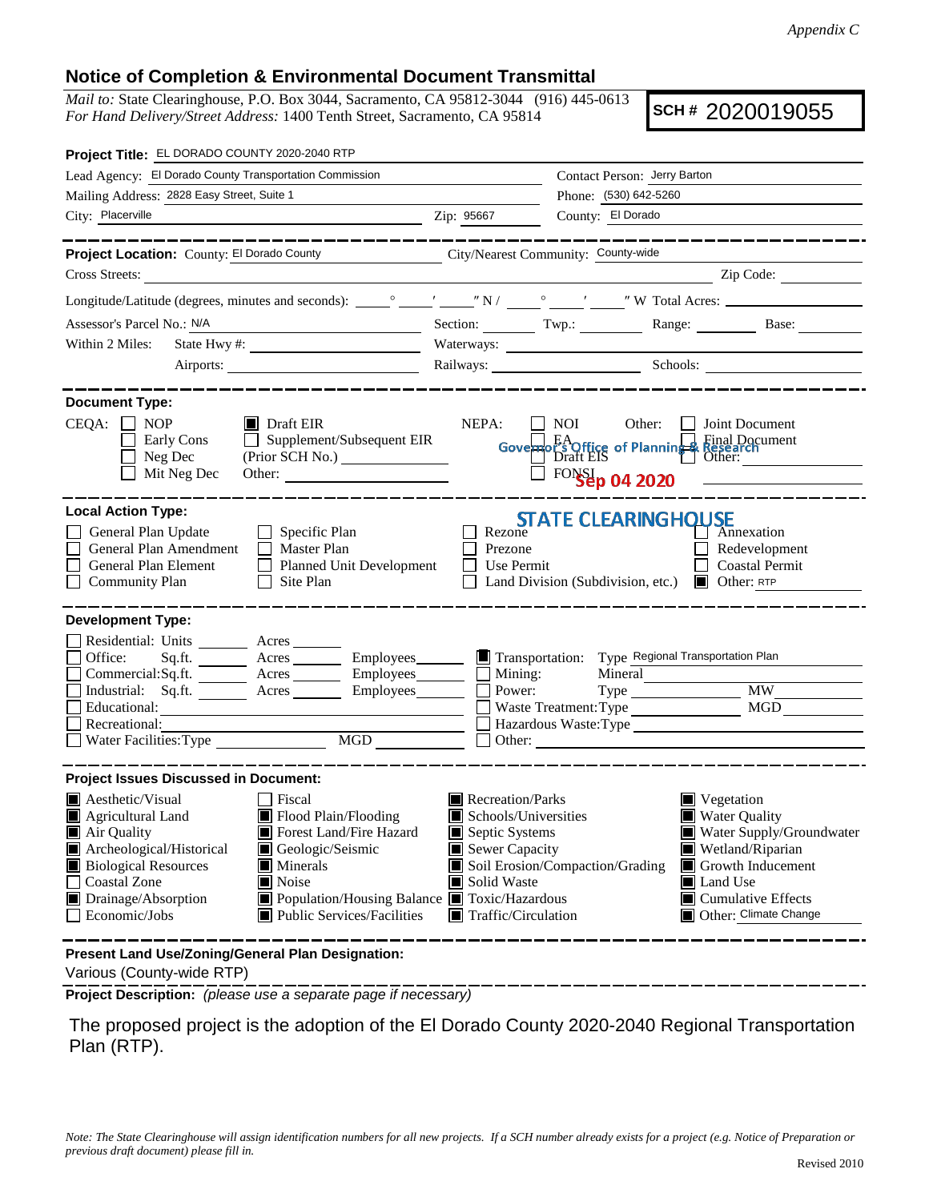*Appendix C*

## Notice of Completion & Environmental Document Transmittal

*Mail to:* State Clearinghouse, P.O. Box 3044, Sacramento, CA 95812-3044 (916) 445-0613
*For Hand Delivery/Street Address:* 1400 Tenth Street, Sacramento, CA 95814

**SCH #** 2020019055

**Project Title:** EL DORADO COUNTY 2020-2040 RTP

Lead Agency: El Dorado County Transportation Commission
Contact Person: Jerry Barton
Mailing Address: 2828 Easy Street, Suite 1
Phone: (530) 642-5260
City: Placerville Zip: 95667
County: El Dorado

---

**Project Location:** County: El Dorado County City/Nearest Community: County-wide
Cross Streets: Zip Code:
Longitude/Latitude (degrees, minutes and seconds): ° ′ ″ N / ° ′ ″ W Total Acres:
Assessor's Parcel No.: N/A Section: Twp.: Range: Base:
Within 2 Miles: State Hwy #: Waterways:
Airports: Railways: Schools:

---

**Document Type:**

CEQA:
- ☐ NOP
- ☐ Early Cons
- ☐ Neg Dec
- ☐ Mit Neg Dec
- ☒ Draft EIR
- ☐ Supplement/Subsequent EIR (Prior SCH No.)
- Other:

NEPA:
- ☐ NOI
- ☐ EA
- ☐ Draft EIS
- ☐ FONSI

Other:
- ☐ Joint Document
- ☐ Final Document
- ☐ Other:

Governor's Office of Planning & Research
Sep 04 2020
STATE CLEARINGHOUSE

---

**Local Action Type:**

- ☐ General Plan Update
- ☐ General Plan Amendment
- ☐ General Plan Element
- ☐ Community Plan
- ☐ Specific Plan
- ☐ Master Plan
- ☐ Planned Unit Development
- ☐ Site Plan
- ☐ Rezone
- ☐ Prezone
- ☐ Use Permit
- ☐ Land Division (Subdivision, etc.)
- ☐ Annexation
- ☐ Redevelopment
- ☐ Coastal Permit
- ☒ Other: RTP

---

**Development Type:**

- ☐ Residential: Units Acres
- ☐ Office: Sq.ft. Acres Employees
- ☐ Commercial: Sq.ft. Acres Employees
- ☐ Industrial: Sq.ft. Acres Employees
- ☐ Educational:
- ☐ Recreational:
- ☐ Water Facilities: Type MGD
- ☒ Transportation: Type Regional Transportation Plan
- ☐ Mining: Mineral
- ☐ Power: Type MW
- ☐ Waste Treatment: Type MGD
- ☐ Hazardous Waste: Type
- ☐ Other:

---

**Project Issues Discussed in Document:**

- ☒ Aesthetic/Visual
- ☒ Agricultural Land
- ☒ Air Quality
- ☒ Archeological/Historical
- ☒ Biological Resources
- ☐ Coastal Zone
- ☒ Drainage/Absorption
- ☐ Economic/Jobs
- ☐ Fiscal
- ☒ Flood Plain/Flooding
- ☒ Forest Land/Fire Hazard
- ☒ Geologic/Seismic
- ☒ Minerals
- ☒ Noise
- ☒ Population/Housing Balance
- ☒ Public Services/Facilities
- ☒ Recreation/Parks
- ☒ Schools/Universities
- ☒ Septic Systems
- ☒ Sewer Capacity
- ☒ Soil Erosion/Compaction/Grading
- ☒ Solid Waste
- ☒ Toxic/Hazardous
- ☒ Traffic/Circulation
- ☒ Vegetation
- ☒ Water Quality
- ☒ Water Supply/Groundwater
- ☒ Wetland/Riparian
- ☒ Growth Inducement
- ☒ Land Use
- ☒ Cumulative Effects
- ☒ Other: Climate Change

---

**Present Land Use/Zoning/General Plan Designation:**
Various (County-wide RTP)

**Project Description:** *(please use a separate page if necessary)*

The proposed project is the adoption of the El Dorado County 2020-2040 Regional Transportation Plan (RTP).

*Note: The State Clearinghouse will assign identification numbers for all new projects. If a SCH number already exists for a project (e.g. Notice of Preparation or previous draft document) please fill in.*

Revised 2010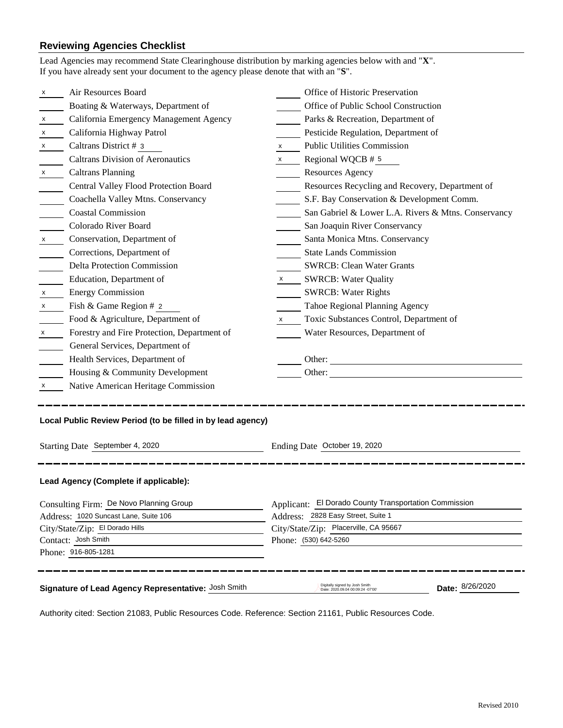## Reviewing Agencies Checklist

Lead Agencies may recommend State Clearinghouse distribution by marking agencies below with and "**X**".
If you have already sent your document to the agency please denote that with an "**S**".

| | | | |
|---|---|---|---|
| x | Air Resources Board | | Office of Historic Preservation |
| | Boating & Waterways, Department of | | Office of Public School Construction |
| x | California Emergency Management Agency | | Parks & Recreation, Department of |
| x | California Highway Patrol | | Pesticide Regulation, Department of |
| x | Caltrans District # 3 | x | Public Utilities Commission |
| | Caltrans Division of Aeronautics | x | Regional WQCB # 5 |
| x | Caltrans Planning | | Resources Agency |
| | Central Valley Flood Protection Board | | Resources Recycling and Recovery, Department of |
| | Coachella Valley Mtns. Conservancy | | S.F. Bay Conservation & Development Comm. |
| | Coastal Commission | | San Gabriel & Lower L.A. Rivers & Mtns. Conservancy |
| | Colorado River Board | | San Joaquin River Conservancy |
| x | Conservation, Department of | | Santa Monica Mtns. Conservancy |
| | Corrections, Department of | | State Lands Commission |
| | Delta Protection Commission | | SWRCB: Clean Water Grants |
| | Education, Department of | x | SWRCB: Water Quality |
| x | Energy Commission | | SWRCB: Water Rights |
| x | Fish & Game Region # 2 | | Tahoe Regional Planning Agency |
| | Food & Agriculture, Department of | x | Toxic Substances Control, Department of |
| x | Forestry and Fire Protection, Department of | | Water Resources, Department of |
| | General Services, Department of | | |
| | Health Services, Department of | | Other: |
| | Housing & Community Development | | Other: |
| x | Native American Heritage Commission | | |

### Local Public Review Period (to be filled in by lead agency)

Starting Date September 4, 2020

Ending Date October 19, 2020

### Lead Agency (Complete if applicable):

Consulting Firm: De Novo Planning Group
Address: 1020 Suncast Lane, Suite 106
City/State/Zip: El Dorado Hills
Contact: Josh Smith
Phone: 916-805-1281

Applicant: El Dorado County Transportation Commission
Address: 2828 Easy Street, Suite 1
City/State/Zip: Placerville, CA 95667
Phone: (530) 642-5260

**Signature of Lead Agency Representative:** Josh Smith Digitally signed by Josh Smith Date: 2020.09.04 00:09:24 -07'00' **Date:** 8/26/2020

Authority cited: Section 21083, Public Resources Code. Reference: Section 21161, Public Resources Code.

Revised 2010